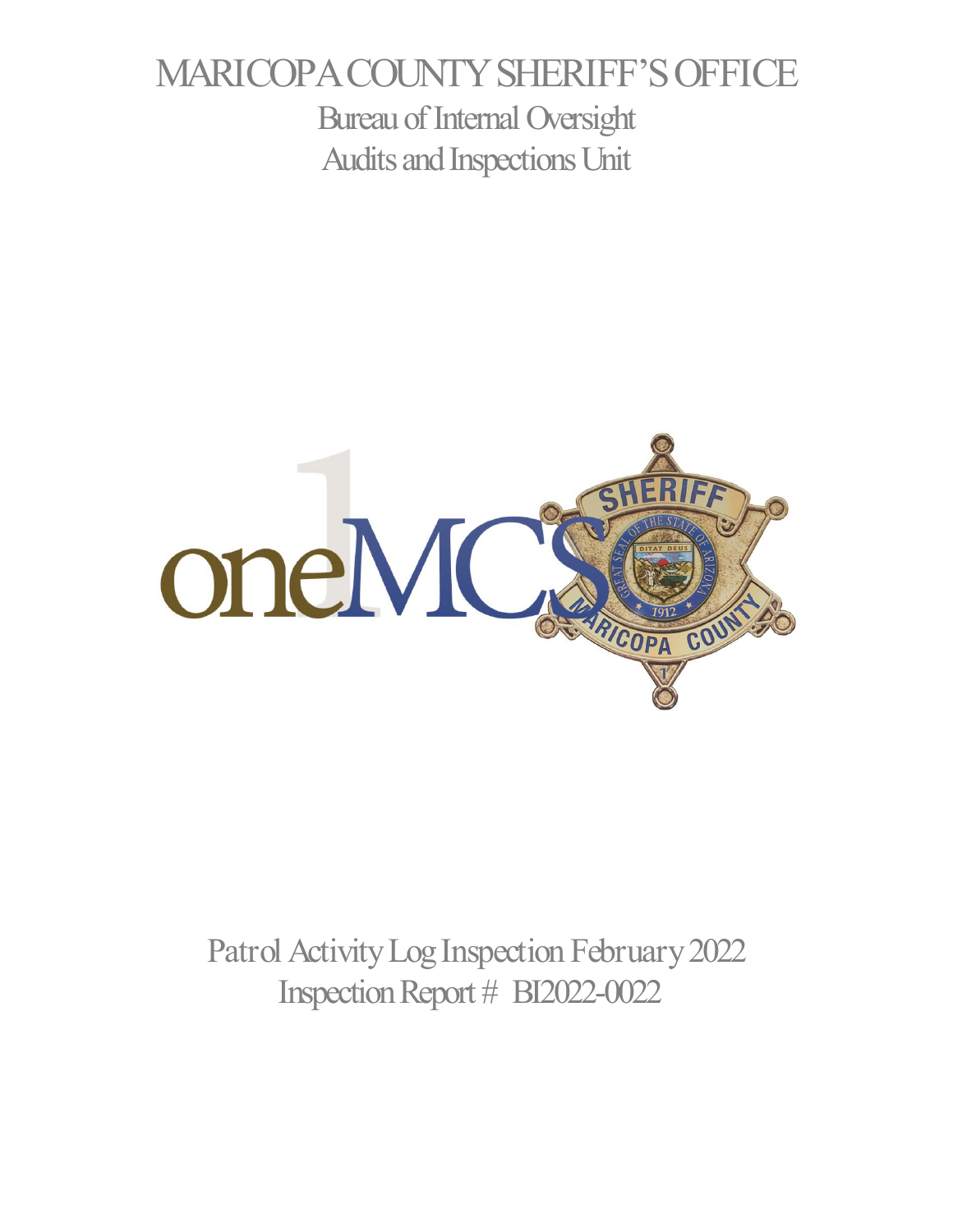# MARICOPA COUNTY SHERIFF'S OFFICE

## Bureau of Internal Oversight
## Audits and Inspections Unit

Patrol Activity Log Inspection February 2022
Inspection Report # BI2022-0022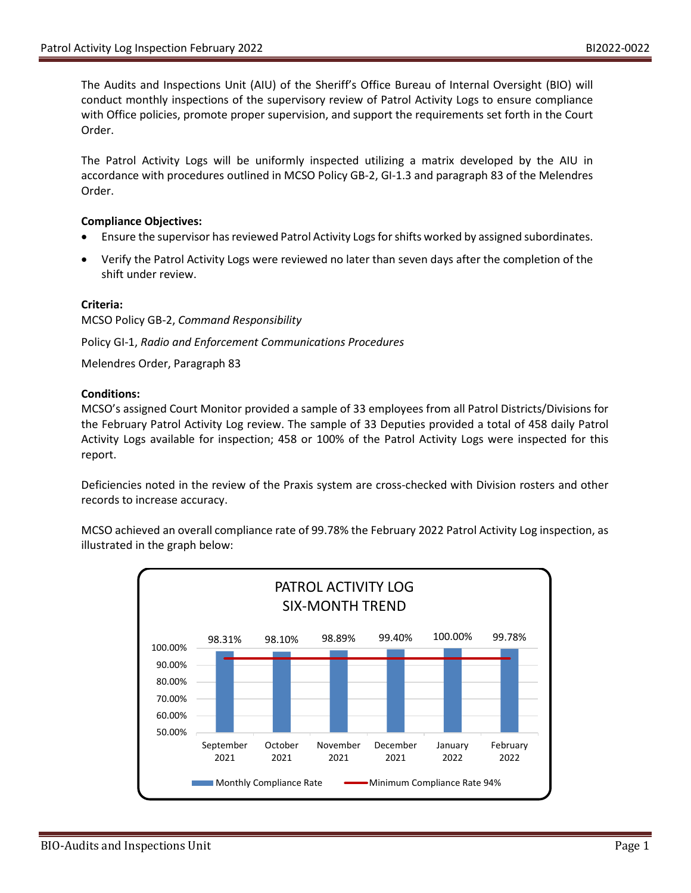The Audits and Inspections Unit (AIU) of the Sheriff's Office Bureau of Internal Oversight (BIO) will conduct monthly inspections of the supervisory review of Patrol Activity Logs to ensure compliance with Office policies, promote proper supervision, and support the requirements set forth in the Court Order.

The Patrol Activity Logs will be uniformly inspected utilizing a matrix developed by the AIU in accordance with procedures outlined in MCSO Policy GB-2, GI-1.3 and paragraph 83 of the Melendres Order.

**Compliance Objectives:**

- Ensure the supervisor has reviewed Patrol Activity Logs for shifts worked by assigned subordinates.
- Verify the Patrol Activity Logs were reviewed no later than seven days after the completion of the shift under review.

**Criteria:**

MCSO Policy GB-2, *Command Responsibility*

Policy GI-1, *Radio and Enforcement Communications Procedures*

Melendres Order, Paragraph 83

**Conditions:**

MCSO's assigned Court Monitor provided a sample of 33 employees from all Patrol Districts/Divisions for the February Patrol Activity Log review. The sample of 33 Deputies provided a total of 458 daily Patrol Activity Logs available for inspection; 458 or 100% of the Patrol Activity Logs were inspected for this report.

Deficiencies noted in the review of the Praxis system are cross-checked with Division rosters and other records to increase accuracy.

MCSO achieved an overall compliance rate of 99.78% the February 2022 Patrol Activity Log inspection, as illustrated in the graph below:

**PATROL ACTIVITY LOG SIX-MONTH TREND**

| Month | Monthly Compliance Rate | Minimum Compliance Rate |
|---|---|---|
| September 2021 | 98.31% | 94% |
| October 2021 | 98.10% | 94% |
| November 2021 | 98.89% | 94% |
| December 2021 | 99.40% | 94% |
| January 2022 | 100.00% | 94% |
| February 2022 | 99.78% | 94% |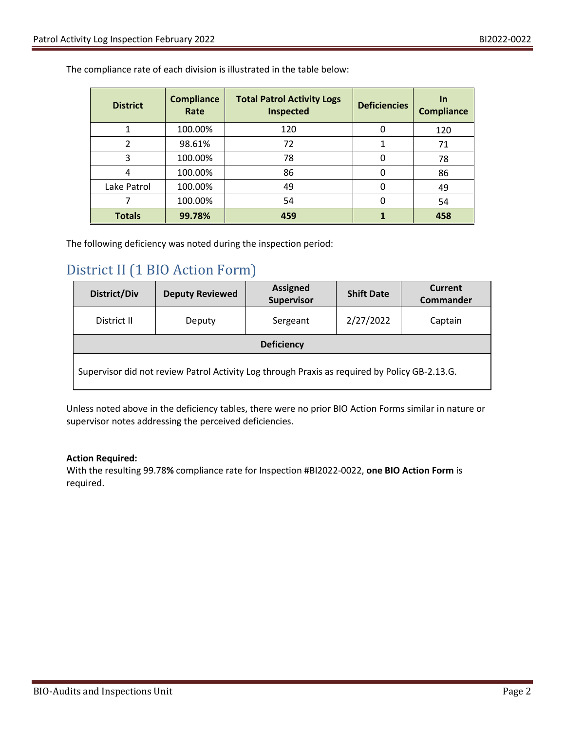The compliance rate of each division is illustrated in the table below:

| District | Compliance Rate | Total Patrol Activity Logs Inspected | Deficiencies | In Compliance |
|---|---|---|---|---|
| 1 | 100.00% | 120 | 0 | 120 |
| 2 | 98.61% | 72 | 1 | 71 |
| 3 | 100.00% | 78 | 0 | 78 |
| 4 | 100.00% | 86 | 0 | 86 |
| Lake Patrol | 100.00% | 49 | 0 | 49 |
| 7 | 100.00% | 54 | 0 | 54 |
| **Totals** | **99.78%** | **459** | **1** | **458** |

The following deficiency was noted during the inspection period:

## District II (1 BIO Action Form)

| District/Div | Deputy Reviewed | Assigned Supervisor | Shift Date | Current Commander |
|---|---|---|---|---|
| District II | Deputy | Sergeant | 2/27/2022 | Captain |
| **Deficiency** | | | | |
| Supervisor did not review Patrol Activity Log through Praxis as required by Policy GB-2.13.G. | | | | |

Unless noted above in the deficiency tables, there were no prior BIO Action Forms similar in nature or supervisor notes addressing the perceived deficiencies.

**Action Required:**
With the resulting 99.78**%** compliance rate for Inspection #BI2022-0022, **one BIO Action Form** is required.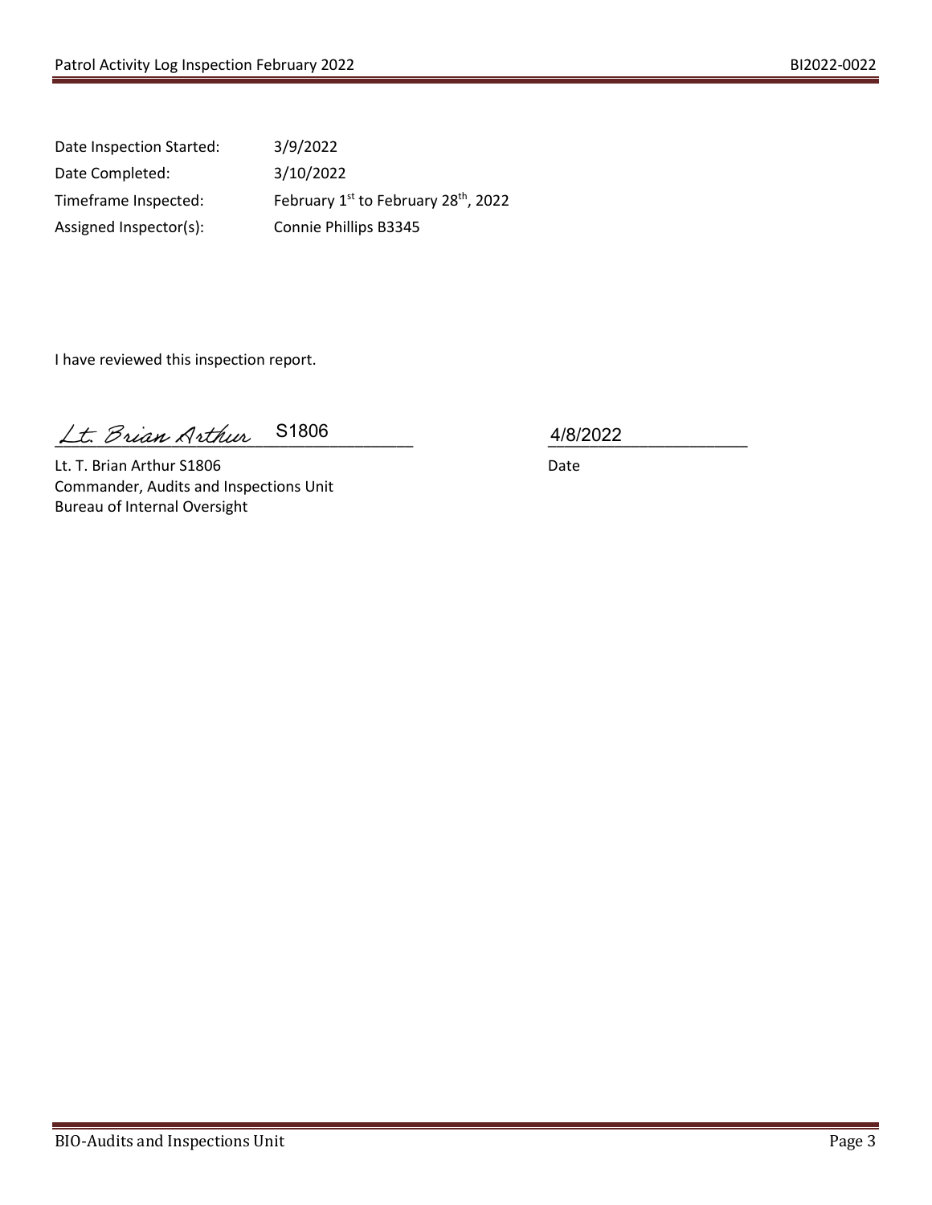| | |
|---|---|
| Date Inspection Started: | 3/9/2022 |
| Date Completed: | 3/10/2022 |
| Timeframe Inspected: | February 1st to February 28th, 2022 |
| Assigned Inspector(s): | Connie Phillips B3345 |

I have reviewed this inspection report.

*Lt. Brian Arthur* S1806 4/8/2022

Lt. T. Brian Arthur S1806
Commander, Audits and Inspections Unit
Bureau of Internal Oversight

Date